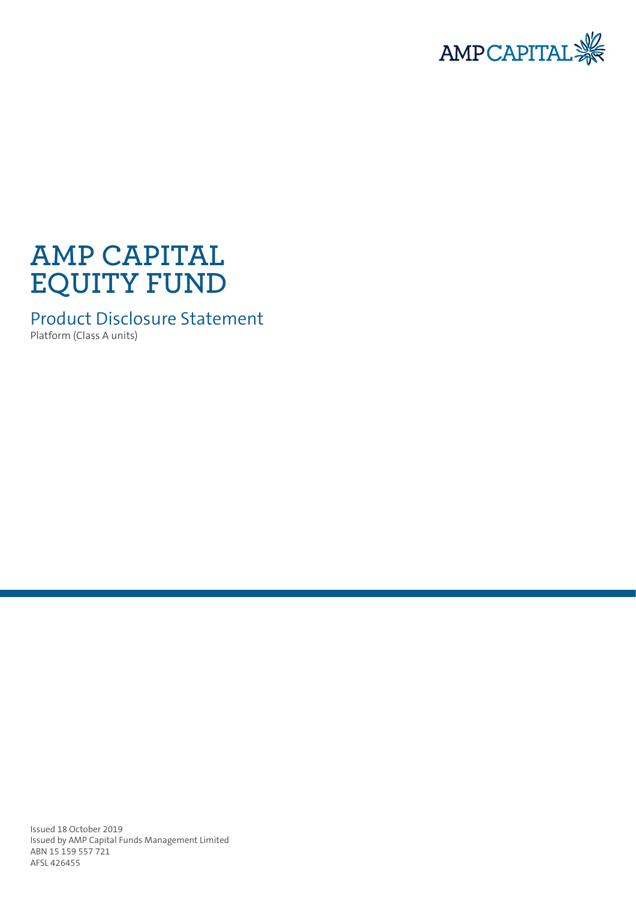AMP CAPITAL

# AMP CAPITAL EQUITY FUND

## Product Disclosure Statement

Platform (Class A units)

Issued 18 October 2019
Issued by AMP Capital Funds Management Limited
ABN 15 159 557 721
AFSL 426455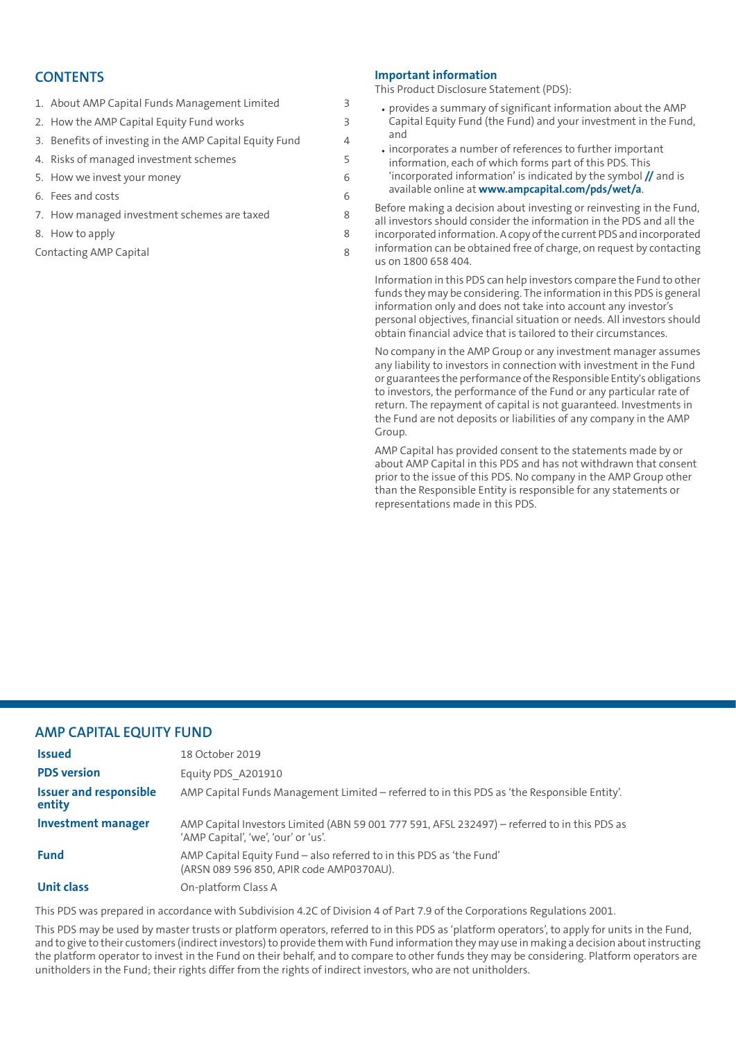## CONTENTS

| | |
|---|---|
| 1. About AMP Capital Funds Management Limited | 3 |
| 2. How the AMP Capital Equity Fund works | 3 |
| 3. Benefits of investing in the AMP Capital Equity Fund | 4 |
| 4. Risks of managed investment schemes | 5 |
| 5. How we invest your money | 6 |
| 6. Fees and costs | 6 |
| 7. How managed investment schemes are taxed | 8 |
| 8. How to apply | 8 |
| Contacting AMP Capital | 8 |

### Important information

This Product Disclosure Statement (PDS):

- provides a summary of significant information about the AMP Capital Equity Fund (the Fund) and your investment in the Fund, and
- incorporates a number of references to further important information, each of which forms part of this PDS. This 'incorporated information' is indicated by the symbol **//** and is available online at **www.ampcapital.com/pds/wet/a**.

Before making a decision about investing or reinvesting in the Fund, all investors should consider the information in the PDS and all the incorporated information. A copy of the current PDS and incorporated information can be obtained free of charge, on request by contacting us on 1800 658 404.

Information in this PDS can help investors compare the Fund to other funds they may be considering. The information in this PDS is general information only and does not take into account any investor's personal objectives, financial situation or needs. All investors should obtain financial advice that is tailored to their circumstances.

No company in the AMP Group or any investment manager assumes any liability to investors in connection with investment in the Fund or guarantees the performance of the Responsible Entity's obligations to investors, the performance of the Fund or any particular rate of return. The repayment of capital is not guaranteed. Investments in the Fund are not deposits or liabilities of any company in the AMP Group.

AMP Capital has provided consent to the statements made by or about AMP Capital in this PDS and has not withdrawn that consent prior to the issue of this PDS. No company in the AMP Group other than the Responsible Entity is responsible for any statements or representations made in this PDS.

## AMP CAPITAL EQUITY FUND

| | |
|---|---|
| **Issued** | 18 October 2019 |
| **PDS version** | Equity PDS_A201910 |
| **Issuer and responsible entity** | AMP Capital Funds Management Limited – referred to in this PDS as 'the Responsible Entity'. |
| **Investment manager** | AMP Capital Investors Limited (ABN 59 001 777 591, AFSL 232497) – referred to in this PDS as 'AMP Capital', 'we', 'our' or 'us'. |
| **Fund** | AMP Capital Equity Fund – also referred to in this PDS as 'the Fund' (ARSN 089 596 850, APIR code AMP0370AU). |
| **Unit class** | On-platform Class A |

This PDS was prepared in accordance with Subdivision 4.2C of Division 4 of Part 7.9 of the Corporations Regulations 2001.

This PDS may be used by master trusts or platform operators, referred to in this PDS as 'platform operators', to apply for units in the Fund, and to give to their customers (indirect investors) to provide them with Fund information they may use in making a decision about instructing the platform operator to invest in the Fund on their behalf, and to compare to other funds they may be considering. Platform operators are unitholders in the Fund; their rights differ from the rights of indirect investors, who are not unitholders.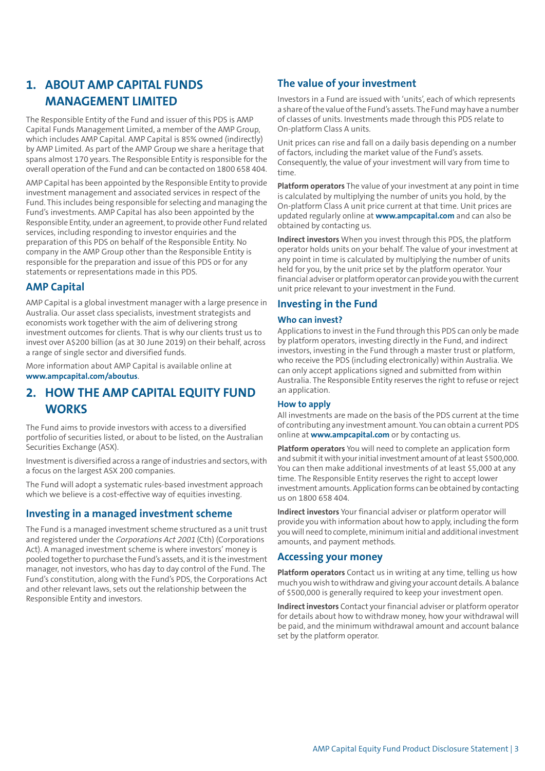# 1. ABOUT AMP CAPITAL FUNDS MANAGEMENT LIMITED

The Responsible Entity of the Fund and issuer of this PDS is AMP Capital Funds Management Limited, a member of the AMP Group, which includes AMP Capital. AMP Capital is 85% owned (indirectly) by AMP Limited. As part of the AMP Group we share a heritage that spans almost 170 years. The Responsible Entity is responsible for the overall operation of the Fund and can be contacted on 1800 658 404.

AMP Capital has been appointed by the Responsible Entity to provide investment management and associated services in respect of the Fund. This includes being responsible for selecting and managing the Fund's investments. AMP Capital has also been appointed by the Responsible Entity, under an agreement, to provide other Fund related services, including responding to investor enquiries and the preparation of this PDS on behalf of the Responsible Entity. No company in the AMP Group other than the Responsible Entity is responsible for the preparation and issue of this PDS or for any statements or representations made in this PDS.

## AMP Capital

AMP Capital is a global investment manager with a large presence in Australia. Our asset class specialists, investment strategists and economists work together with the aim of delivering strong investment outcomes for clients. That is why our clients trust us to invest over A$200 billion (as at 30 June 2019) on their behalf, across a range of single sector and diversified funds.

More information about AMP Capital is available online at **www.ampcapital.com/aboutus**.

# 2. HOW THE AMP CAPITAL EQUITY FUND WORKS

The Fund aims to provide investors with access to a diversified portfolio of securities listed, or about to be listed, on the Australian Securities Exchange (ASX).

Investment is diversified across a range of industries and sectors, with a focus on the largest ASX 200 companies.

The Fund will adopt a systematic rules-based investment approach which we believe is a cost-effective way of equities investing.

## Investing in a managed investment scheme

The Fund is a managed investment scheme structured as a unit trust and registered under the *Corporations Act 2001* (Cth) (Corporations Act). A managed investment scheme is where investors' money is pooled together to purchase the Fund's assets, and it is the investment manager, not investors, who has day to day control of the Fund. The Fund's constitution, along with the Fund's PDS, the Corporations Act and other relevant laws, sets out the relationship between the Responsible Entity and investors.

## The value of your investment

Investors in a Fund are issued with 'units', each of which represents a share of the value of the Fund's assets. The Fund may have a number of classes of units. Investments made through this PDS relate to On-platform Class A units.

Unit prices can rise and fall on a daily basis depending on a number of factors, including the market value of the Fund's assets. Consequently, the value of your investment will vary from time to time.

**Platform operators** The value of your investment at any point in time is calculated by multiplying the number of units you hold, by the On-platform Class A unit price current at that time. Unit prices are updated regularly online at **www.ampcapital.com** and can also be obtained by contacting us.

**Indirect investors** When you invest through this PDS, the platform operator holds units on your behalf. The value of your investment at any point in time is calculated by multiplying the number of units held for you, by the unit price set by the platform operator. Your financial adviser or platform operator can provide you with the current unit price relevant to your investment in the Fund.

## Investing in the Fund

### Who can invest?

Applications to invest in the Fund through this PDS can only be made by platform operators, investing directly in the Fund, and indirect investors, investing in the Fund through a master trust or platform, who receive the PDS (including electronically) within Australia. We can only accept applications signed and submitted from within Australia. The Responsible Entity reserves the right to refuse or reject an application.

### How to apply

All investments are made on the basis of the PDS current at the time of contributing any investment amount. You can obtain a current PDS online at **www.ampcapital.com** or by contacting us.

**Platform operators** You will need to complete an application form and submit it with your initial investment amount of at least $500,000. You can then make additional investments of at least $5,000 at any time. The Responsible Entity reserves the right to accept lower investment amounts. Application forms can be obtained by contacting us on 1800 658 404.

**Indirect investors** Your financial adviser or platform operator will provide you with information about how to apply, including the form you will need to complete, minimum initial and additional investment amounts, and payment methods.

## Accessing your money

**Platform operators** Contact us in writing at any time, telling us how much you wish to withdraw and giving your account details. A balance of $500,000 is generally required to keep your investment open.

**Indirect investors** Contact your financial adviser or platform operator for details about how to withdraw money, how your withdrawal will be paid, and the minimum withdrawal amount and account balance set by the platform operator.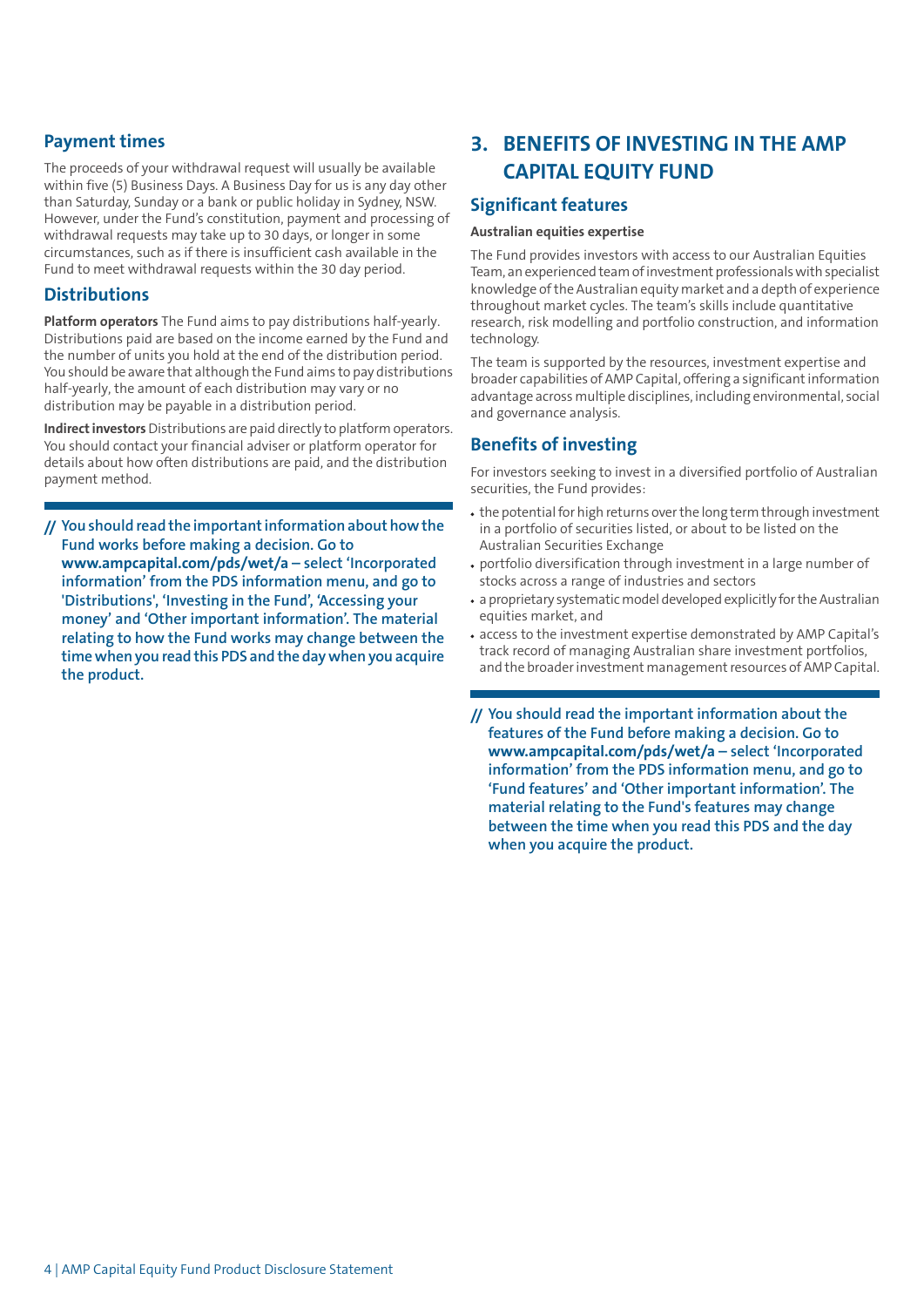## Payment times

The proceeds of your withdrawal request will usually be available within five (5) Business Days. A Business Day for us is any day other than Saturday, Sunday or a bank or public holiday in Sydney, NSW. However, under the Fund's constitution, payment and processing of withdrawal requests may take up to 30 days, or longer in some circumstances, such as if there is insufficient cash available in the Fund to meet withdrawal requests within the 30 day period.

## Distributions

**Platform operators** The Fund aims to pay distributions half-yearly. Distributions paid are based on the income earned by the Fund and the number of units you hold at the end of the distribution period. You should be aware that although the Fund aims to pay distributions half-yearly, the amount of each distribution may vary or no distribution may be payable in a distribution period.

**Indirect investors** Distributions are paid directly to platform operators. You should contact your financial adviser or platform operator for details about how often distributions are paid, and the distribution payment method.

**// You should read the important information about how the Fund works before making a decision. Go to www.ampcapital.com/pds/wet/a – select 'Incorporated information' from the PDS information menu, and go to 'Distributions', 'Investing in the Fund', 'Accessing your money' and 'Other important information'. The material relating to how the Fund works may change between the time when you read this PDS and the day when you acquire the product.**

# 3. BENEFITS OF INVESTING IN THE AMP CAPITAL EQUITY FUND

## Significant features

**Australian equities expertise**

The Fund provides investors with access to our Australian Equities Team, an experienced team of investment professionals with specialist knowledge of the Australian equity market and a depth of experience throughout market cycles. The team's skills include quantitative research, risk modelling and portfolio construction, and information technology.

The team is supported by the resources, investment expertise and broader capabilities of AMP Capital, offering a significant information advantage across multiple disciplines, including environmental, social and governance analysis.

## Benefits of investing

For investors seeking to invest in a diversified portfolio of Australian securities, the Fund provides:

- the potential for high returns over the long term through investment in a portfolio of securities listed, or about to be listed on the Australian Securities Exchange
- portfolio diversification through investment in a large number of stocks across a range of industries and sectors
- a proprietary systematic model developed explicitly for the Australian equities market, and
- access to the investment expertise demonstrated by AMP Capital's track record of managing Australian share investment portfolios, and the broader investment management resources of AMP Capital.

**// You should read the important information about the features of the Fund before making a decision. Go to www.ampcapital.com/pds/wet/a – select 'Incorporated information' from the PDS information menu, and go to 'Fund features' and 'Other important information'. The material relating to the Fund's features may change between the time when you read this PDS and the day when you acquire the product.**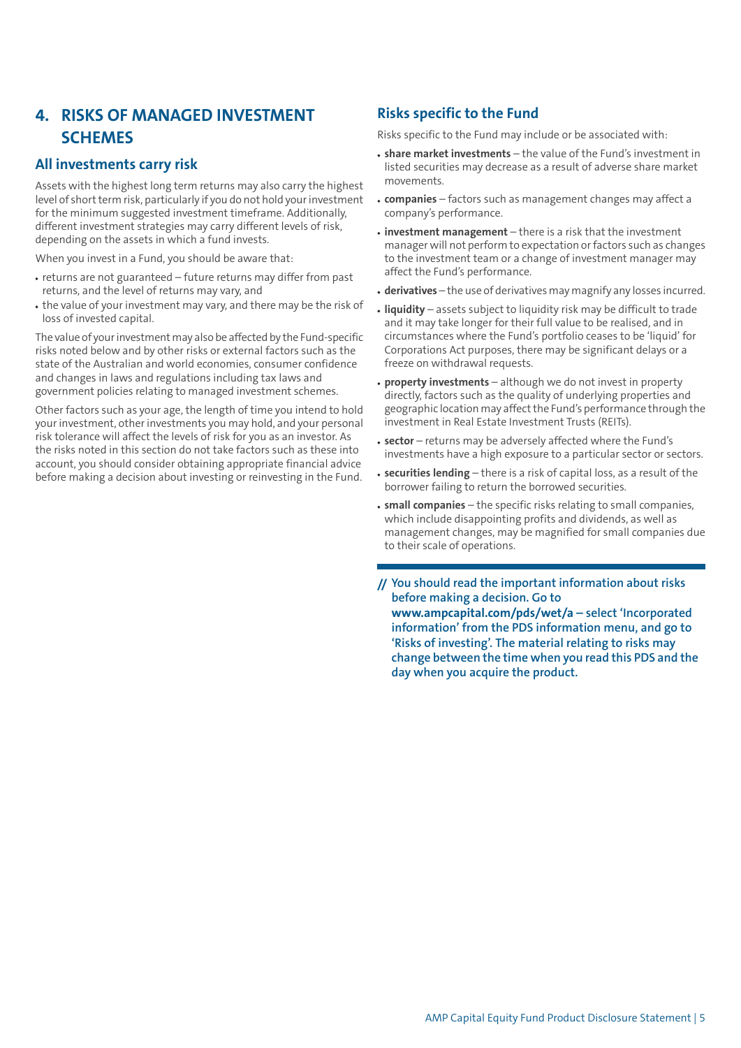# 4. RISKS OF MANAGED INVESTMENT SCHEMES

## All investments carry risk

Assets with the highest long term returns may also carry the highest level of short term risk, particularly if you do not hold your investment for the minimum suggested investment timeframe. Additionally, different investment strategies may carry different levels of risk, depending on the assets in which a fund invests.

When you invest in a Fund, you should be aware that:

- returns are not guaranteed – future returns may differ from past returns, and the level of returns may vary, and
- the value of your investment may vary, and there may be the risk of loss of invested capital.

The value of your investment may also be affected by the Fund-specific risks noted below and by other risks or external factors such as the state of the Australian and world economies, consumer confidence and changes in laws and regulations including tax laws and government policies relating to managed investment schemes.

Other factors such as your age, the length of time you intend to hold your investment, other investments you may hold, and your personal risk tolerance will affect the levels of risk for you as an investor. As the risks noted in this section do not take factors such as these into account, you should consider obtaining appropriate financial advice before making a decision about investing or reinvesting in the Fund.

## Risks specific to the Fund

Risks specific to the Fund may include or be associated with:

- **share market investments** – the value of the Fund's investment in listed securities may decrease as a result of adverse share market movements.
- **companies** – factors such as management changes may affect a company's performance.
- **investment management** – there is a risk that the investment manager will not perform to expectation or factors such as changes to the investment team or a change of investment manager may affect the Fund's performance.
- **derivatives** – the use of derivatives may magnify any losses incurred.
- **liquidity** – assets subject to liquidity risk may be difficult to trade and it may take longer for their full value to be realised, and in circumstances where the Fund's portfolio ceases to be 'liquid' for Corporations Act purposes, there may be significant delays or a freeze on withdrawal requests.
- **property investments** – although we do not invest in property directly, factors such as the quality of underlying properties and geographic location may affect the Fund's performance through the investment in Real Estate Investment Trusts (REITs).
- **sector** – returns may be adversely affected where the Fund's investments have a high exposure to a particular sector or sectors.
- **securities lending** – there is a risk of capital loss, as a result of the borrower failing to return the borrowed securities.
- **small companies** – the specific risks relating to small companies, which include disappointing profits and dividends, as well as management changes, may be magnified for small companies due to their scale of operations.

**// You should read the important information about risks before making a decision. Go to www.ampcapital.com/pds/wet/a – select 'Incorporated information' from the PDS information menu, and go to 'Risks of investing'. The material relating to risks may change between the time when you read this PDS and the day when you acquire the product.**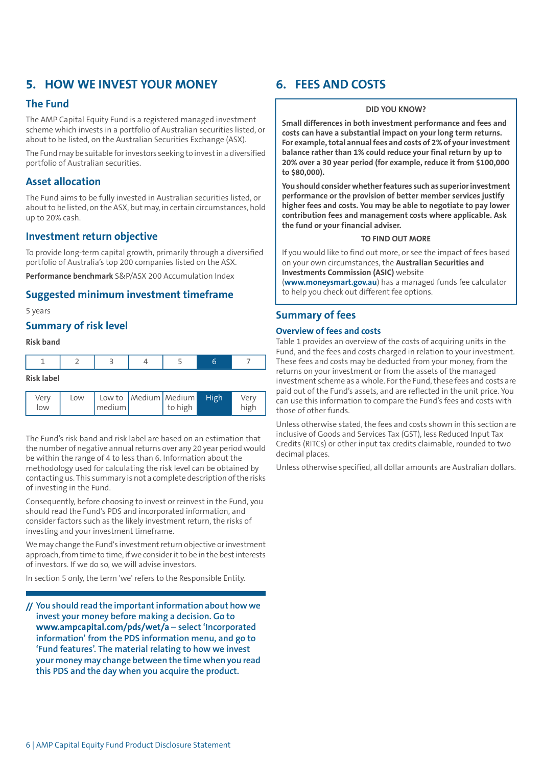## 5. HOW WE INVEST YOUR MONEY

### The Fund

The AMP Capital Equity Fund is a registered managed investment scheme which invests in a portfolio of Australian securities listed, or about to be listed, on the Australian Securities Exchange (ASX).

The Fund may be suitable for investors seeking to invest in a diversified portfolio of Australian securities.

### Asset allocation

The Fund aims to be fully invested in Australian securities listed, or about to be listed, on the ASX, but may, in certain circumstances, hold up to 20% cash.

### Investment return objective

To provide long-term capital growth, primarily through a diversified portfolio of Australia's top 200 companies listed on the ASX.

**Performance benchmark** S&P/ASX 200 Accumulation Index

### Suggested minimum investment timeframe

5 years

### Summary of risk level

**Risk band**

| 1 | 2 | 3 | 4 | 5 | **6** | 7 |
|---|---|---|---|---|---|---|

**Risk label**

| Very low | Low | Low to medium | Medium | Medium to high | **High** | Very high |
|---|---|---|---|---|---|---|

The Fund's risk band and risk label are based on an estimation that the number of negative annual returns over any 20 year period would be within the range of 4 to less than 6. Information about the methodology used for calculating the risk level can be obtained by contacting us. This summary is not a complete description of the risks of investing in the Fund.

Consequently, before choosing to invest or reinvest in the Fund, you should read the Fund's PDS and incorporated information, and consider factors such as the likely investment return, the risks of investing and your investment timeframe.

We may change the Fund's investment return objective or investment approach, from time to time, if we consider it to be in the best interests of investors. If we do so, we will advise investors.

In section 5 only, the term 'we' refers to the Responsible Entity.

// You should read the important information about how we invest your money before making a decision. Go to **www.ampcapital.com/pds/wet/a** – select 'Incorporated information' from the PDS information menu, and go to 'Fund features'. The material relating to how we invest your money may change between the time when you read this PDS and the day when you acquire the product.

## 6. FEES AND COSTS

**DID YOU KNOW?**

**Small differences in both investment performance and fees and costs can have a substantial impact on your long term returns. For example, total annual fees and costs of 2% of your investment balance rather than 1% could reduce your final return by up to 20% over a 30 year period (for example, reduce it from $100,000 to $80,000).**

**You should consider whether features such as superior investment performance or the provision of better member services justify higher fees and costs. You may be able to negotiate to pay lower contribution fees and management costs where applicable. Ask the fund or your financial adviser.**

**TO FIND OUT MORE**

If you would like to find out more, or see the impact of fees based on your own circumstances, the **Australian Securities and Investments Commission (ASIC)** website (**www.moneysmart.gov.au**) has a managed funds fee calculator to help you check out different fee options.

### Summary of fees

#### Overview of fees and costs

Table 1 provides an overview of the costs of acquiring units in the Fund, and the fees and costs charged in relation to your investment. These fees and costs may be deducted from your money, from the returns on your investment or from the assets of the managed investment scheme as a whole. For the Fund, these fees and costs are paid out of the Fund's assets, and are reflected in the unit price. You can use this information to compare the Fund's fees and costs with those of other funds.

Unless otherwise stated, the fees and costs shown in this section are inclusive of Goods and Services Tax (GST), less Reduced Input Tax Credits (RITCs) or other input tax credits claimable, rounded to two decimal places.

Unless otherwise specified, all dollar amounts are Australian dollars.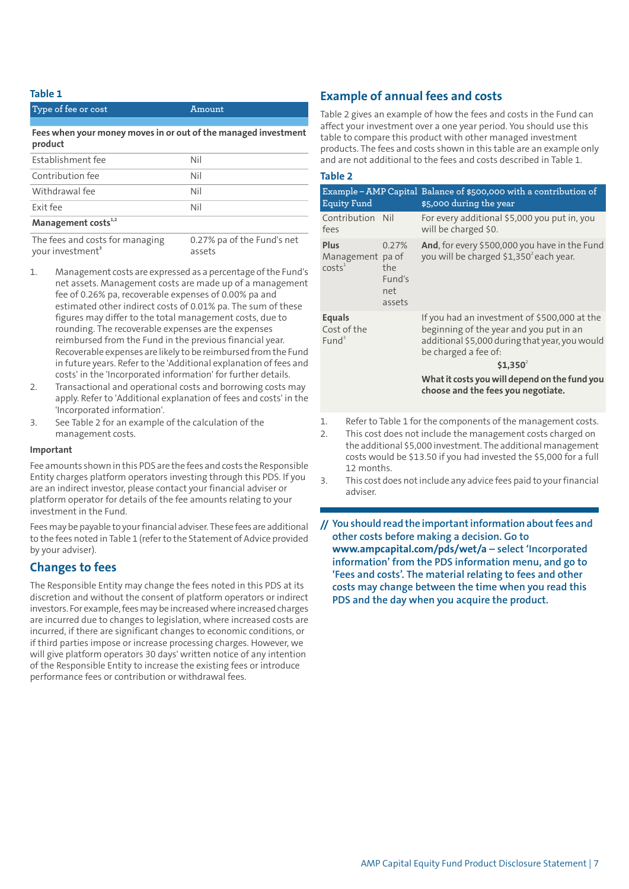**Table 1**

| Type of fee or cost | Amount |
|---|---|
| **Fees when your money moves in or out of the managed investment product** | |
| Establishment fee | Nil |
| Contribution fee | Nil |
| Withdrawal fee | Nil |
| Exit fee | Nil |
| **Management costs**[1,2] | |
| The fees and costs for managing your investment[3] | 0.27% pa of the Fund's net assets |

1. Management costs are expressed as a percentage of the Fund's net assets. Management costs are made up of a management fee of 0.26% pa, recoverable expenses of 0.00% pa and estimated other indirect costs of 0.01% pa. The sum of these figures may differ to the total management costs, due to rounding. The recoverable expenses are the expenses reimbursed from the Fund in the previous financial year. Recoverable expenses are likely to be reimbursed from the Fund in future years. Refer to the 'Additional explanation of fees and costs' in the 'Incorporated information' for further details.
2. Transactional and operational costs and borrowing costs may apply. Refer to 'Additional explanation of fees and costs' in the 'Incorporated information'.
3. See Table 2 for an example of the calculation of the management costs.

**Important**

Fee amounts shown in this PDS are the fees and costs the Responsible Entity charges platform operators investing through this PDS. If you are an indirect investor, please contact your financial adviser or platform operator for details of the fee amounts relating to your investment in the Fund.

Fees may be payable to your financial adviser. These fees are additional to the fees noted in Table 1 (refer to the Statement of Advice provided by your adviser).

## Changes to fees

The Responsible Entity may change the fees noted in this PDS at its discretion and without the consent of platform operators or indirect investors. For example, fees may be increased where increased charges are incurred due to changes to legislation, where increased costs are incurred, if there are significant changes to economic conditions, or if third parties impose or increase processing charges. However, we will give platform operators 30 days' written notice of any intention of the Responsible Entity to increase the existing fees or introduce performance fees or contribution or withdrawal fees.

## Example of annual fees and costs

Table 2 gives an example of how the fees and costs in the Fund can affect your investment over a one year period. You should use this table to compare this product with other managed investment products. The fees and costs shown in this table are an example only and are not additional to the fees and costs described in Table 1.

**Table 2**

| Example – AMP Capital Equity Fund | | Balance of $500,000 with a contribution of $5,000 during the year |
|---|---|---|
| Contribution fees | Nil | For every additional $5,000 you put in, you will be charged $0. |
| **Plus** Management costs[1] | 0.27% pa of the Fund's net assets | **And**, for every $500,000 you have in the Fund you will be charged $1,350[2] each year. |
| **Equals** Cost of the Fund[3] | | If you had an investment of $500,000 at the beginning of the year and you put in an additional $5,000 during that year, you would be charged a fee of: **$1,350**[2] **What it costs you will depend on the fund you choose and the fees you negotiate.** |

1. Refer to Table 1 for the components of the management costs.
2. This cost does not include the management costs charged on the additional $5,000 investment. The additional management costs would be $13.50 if you had invested the $5,000 for a full 12 months.
3. This cost does not include any advice fees paid to your financial adviser.

**// You should read the important information about fees and other costs before making a decision. Go to www.ampcapital.com/pds/wet/a – select 'Incorporated information' from the PDS information menu, and go to 'Fees and costs'. The material relating to fees and other costs may change between the time when you read this PDS and the day when you acquire the product.**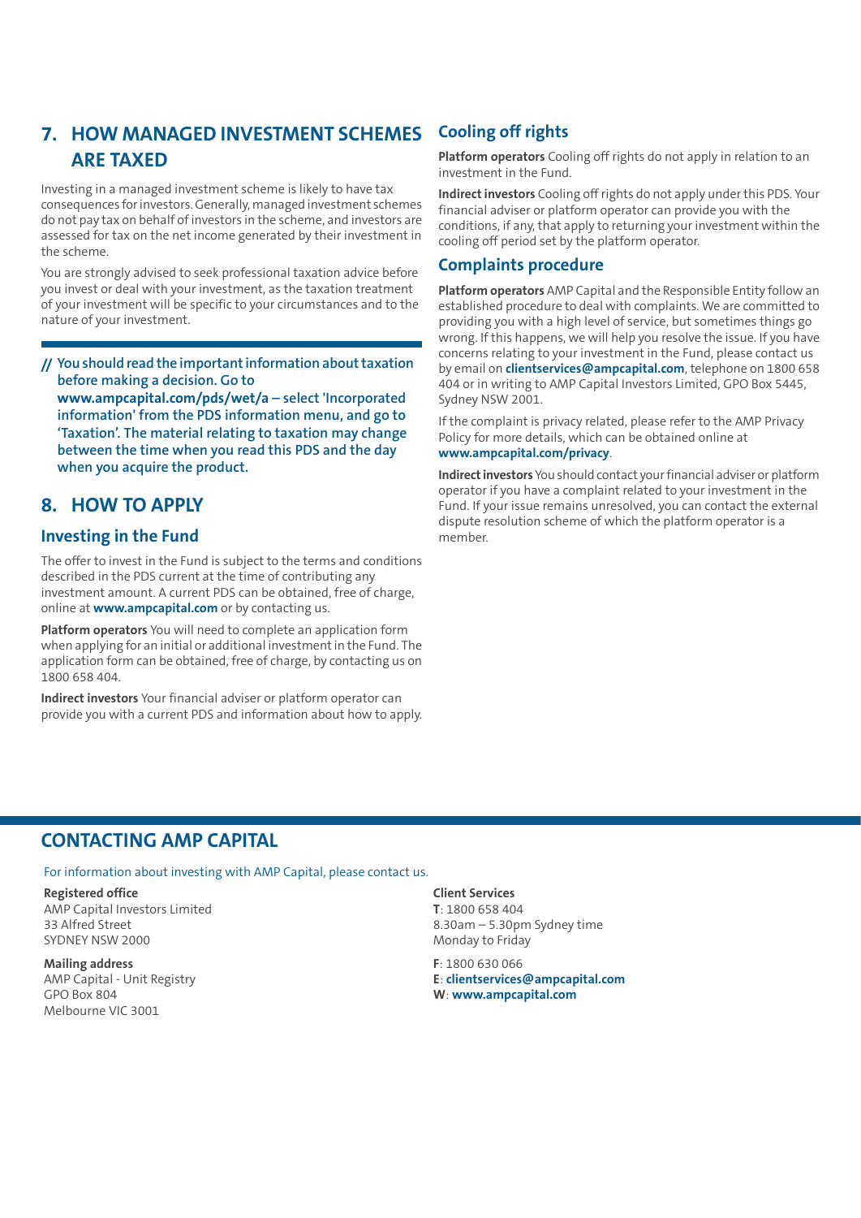## 7. HOW MANAGED INVESTMENT SCHEMES ARE TAXED

Investing in a managed investment scheme is likely to have tax consequences for investors. Generally, managed investment schemes do not pay tax on behalf of investors in the scheme, and investors are assessed for tax on the net income generated by their investment in the scheme.

You are strongly advised to seek professional taxation advice before you invest or deal with your investment, as the taxation treatment of your investment will be specific to your circumstances and to the nature of your investment.

// You should read the important information about taxation before making a decision. Go to **www.ampcapital.com/pds/wet/a** – select 'Incorporated information' from the PDS information menu, and go to 'Taxation'. The material relating to taxation may change between the time when you read this PDS and the day when you acquire the product.

## 8. HOW TO APPLY

### Investing in the Fund

The offer to invest in the Fund is subject to the terms and conditions described in the PDS current at the time of contributing any investment amount. A current PDS can be obtained, free of charge, online at **www.ampcapital.com** or by contacting us.

**Platform operators** You will need to complete an application form when applying for an initial or additional investment in the Fund. The application form can be obtained, free of charge, by contacting us on 1800 658 404.

**Indirect investors** Your financial adviser or platform operator can provide you with a current PDS and information about how to apply.

### Cooling off rights

**Platform operators** Cooling off rights do not apply in relation to an investment in the Fund.

**Indirect investors** Cooling off rights do not apply under this PDS. Your financial adviser or platform operator can provide you with the conditions, if any, that apply to returning your investment within the cooling off period set by the platform operator.

### Complaints procedure

**Platform operators** AMP Capital and the Responsible Entity follow an established procedure to deal with complaints. We are committed to providing you with a high level of service, but sometimes things go wrong. If this happens, we will help you resolve the issue. If you have concerns relating to your investment in the Fund, please contact us by email on **clientservices@ampcapital.com**, telephone on 1800 658 404 or in writing to AMP Capital Investors Limited, GPO Box 5445, Sydney NSW 2001.

If the complaint is privacy related, please refer to the AMP Privacy Policy for more details, which can be obtained online at **www.ampcapital.com/privacy**.

**Indirect investors** You should contact your financial adviser or platform operator if you have a complaint related to your investment in the Fund. If your issue remains unresolved, you can contact the external dispute resolution scheme of which the platform operator is a member.

## CONTACTING AMP CAPITAL

For information about investing with AMP Capital, please contact us.

**Registered office**
AMP Capital Investors Limited
33 Alfred Street
SYDNEY NSW 2000

**Mailing address**
AMP Capital - Unit Registry
GPO Box 804
Melbourne VIC 3001

**Client Services**
**T**: 1800 658 404
8.30am – 5.30pm Sydney time
Monday to Friday

**F**: 1800 630 066
**E**: **clientservices@ampcapital.com**
**W**: **www.ampcapital.com**